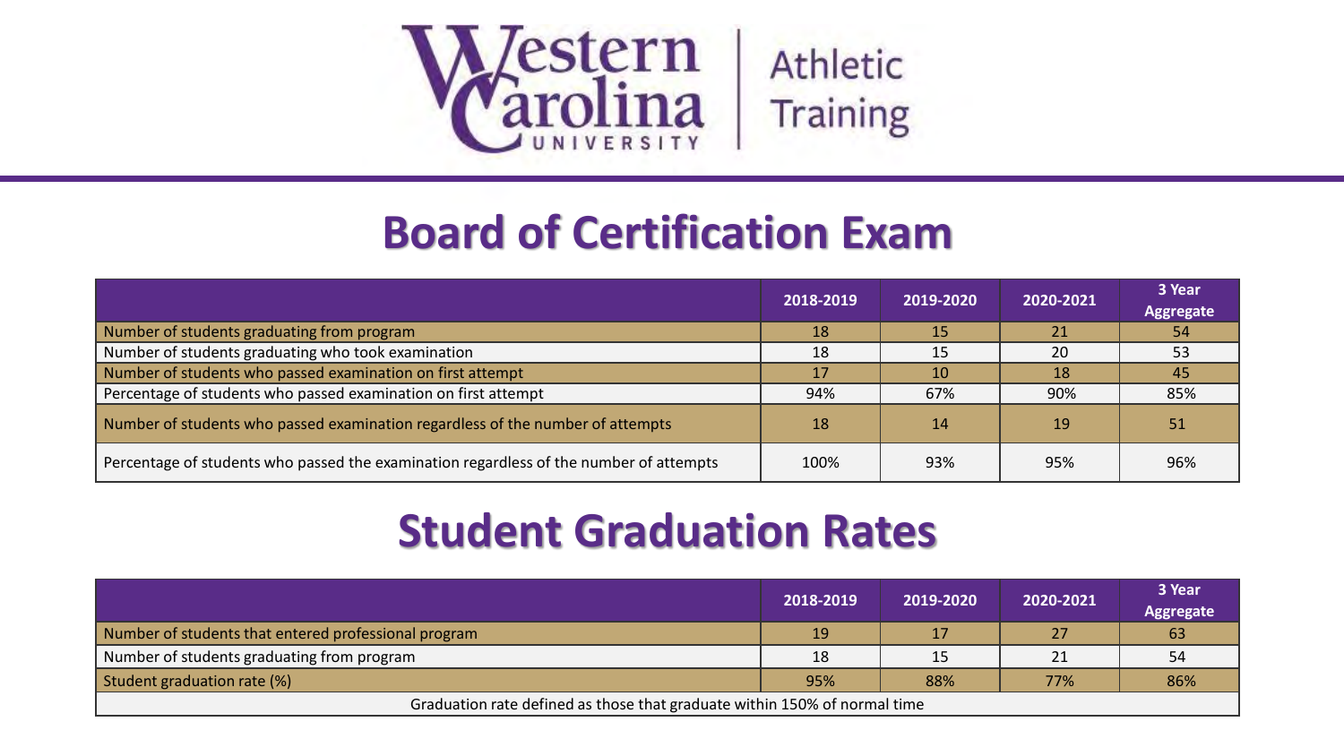Western Carolina University | Athletic Training

# Board of Certification Exam

| | 2018-2019 | 2019-2020 | 2020-2021 | 3 Year Aggregate |
|---|---|---|---|---|
| Number of students graduating from program | 18 | 15 | 21 | 54 |
| Number of students graduating who took examination | 18 | 15 | 20 | 53 |
| Number of students who passed examination on first attempt | 17 | 10 | 18 | 45 |
| Percentage of students who passed examination on first attempt | 94% | 67% | 90% | 85% |
| Number of students who passed examination regardless of the number of attempts | 18 | 14 | 19 | 51 |
| Percentage of students who passed the examination regardless of the number of attempts | 100% | 93% | 95% | 96% |

# Student Graduation Rates

| | 2018-2019 | 2019-2020 | 2020-2021 | 3 Year Aggregate |
|---|---|---|---|---|
| Number of students that entered professional program | 19 | 17 | 27 | 63 |
| Number of students graduating from program | 18 | 15 | 21 | 54 |
| Student graduation rate (%) | 95% | 88% | 77% | 86% |
| Graduation rate defined as those that graduate within 150% of normal time | | | | |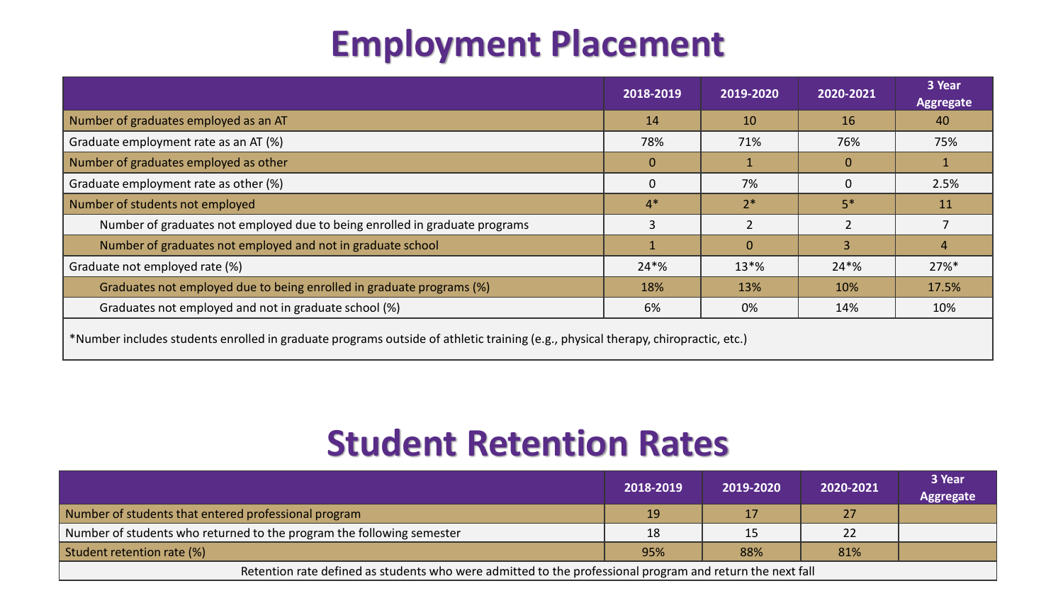# Employment Placement

| | 2018-2019 | 2019-2020 | 2020-2021 | 3 Year Aggregate |
|---|---|---|---|---|
| Number of graduates employed as an AT | 14 | 10 | 16 | 40 |
| Graduate employment rate as an AT (%) | 78% | 71% | 76% | 75% |
| Number of graduates employed as other | 0 | 1 | 0 | 1 |
| Graduate employment rate as other (%) | 0 | 7% | 0 | 2.5% |
| Number of students not employed | 4* | 2* | 5* | 11 |
| Number of graduates not employed due to being enrolled in graduate programs | 3 | 2 | 2 | 7 |
| Number of graduates not employed and not in graduate school | 1 | 0 | 3 | 4 |
| Graduate not employed rate (%) | 24*% | 13*% | 24*% | 27%* |
| Graduates not employed due to being enrolled in graduate programs (%) | 18% | 13% | 10% | 17.5% |
| Graduates not employed and not in graduate school (%) | 6% | 0% | 14% | 10% |
| *Number includes students enrolled in graduate programs outside of athletic training (e.g., physical therapy, chiropractic, etc.) | | | | |

# Student Retention Rates

| | 2018-2019 | 2019-2020 | 2020-2021 | 3 Year Aggregate |
|---|---|---|---|---|
| Number of students that entered professional program | 19 | 17 | 27 | |
| Number of students who returned to the program the following semester | 18 | 15 | 22 | |
| Student retention rate (%) | 95% | 88% | 81% | |
| Retention rate defined as students who were admitted to the professional program and return the next fall | | | | |